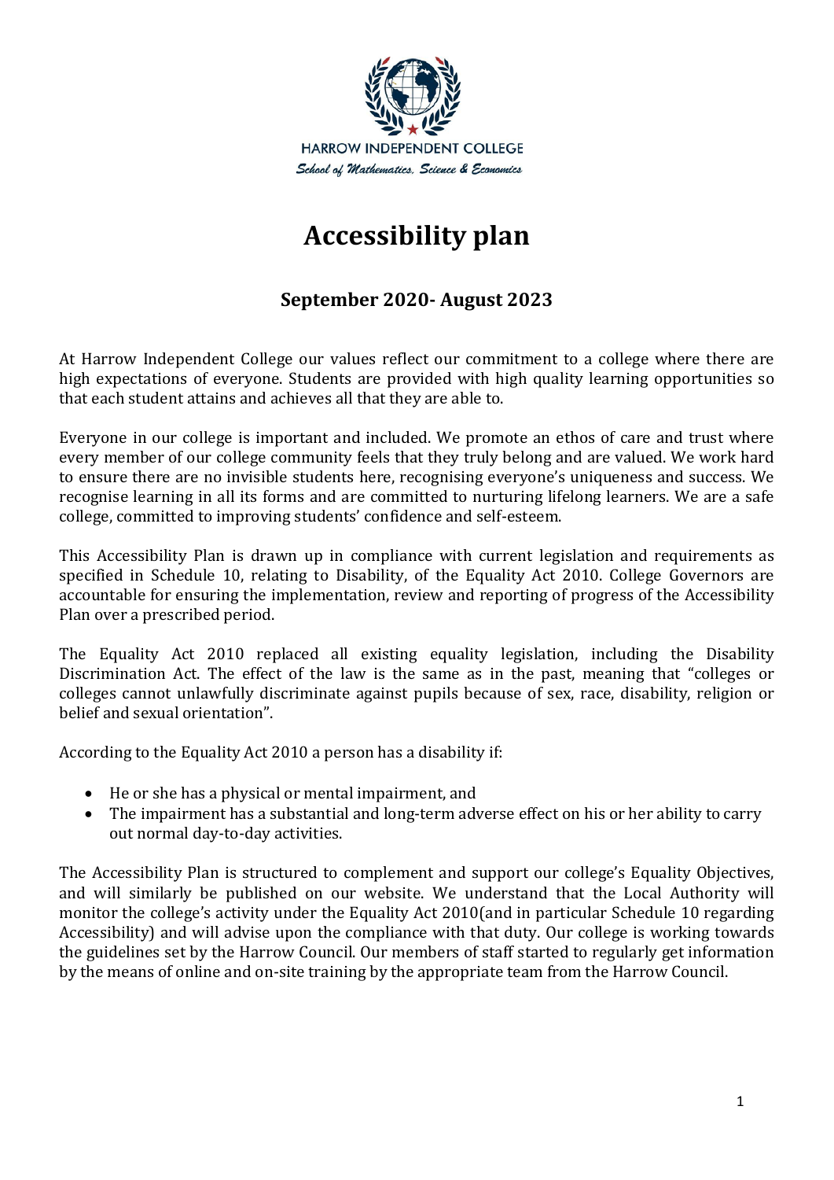HARROW INDEPENDENT COLLEGE

*School of Mathematics, Science & Economics*

# Accessibility plan

## September 2020- August 2023

At Harrow Independent College our values reflect our commitment to a college where there are high expectations of everyone. Students are provided with high quality learning opportunities so that each student attains and achieves all that they are able to.

Everyone in our college is important and included. We promote an ethos of care and trust where every member of our college community feels that they truly belong and are valued. We work hard to ensure there are no invisible students here, recognising everyone's uniqueness and success. We recognise learning in all its forms and are committed to nurturing lifelong learners. We are a safe college, committed to improving students' confidence and self-esteem.

This Accessibility Plan is drawn up in compliance with current legislation and requirements as specified in Schedule 10, relating to Disability, of the Equality Act 2010. College Governors are accountable for ensuring the implementation, review and reporting of progress of the Accessibility Plan over a prescribed period.

The Equality Act 2010 replaced all existing equality legislation, including the Disability Discrimination Act. The effect of the law is the same as in the past, meaning that "colleges or colleges cannot unlawfully discriminate against pupils because of sex, race, disability, religion or belief and sexual orientation".

According to the Equality Act 2010 a person has a disability if:

- He or she has a physical or mental impairment, and
- The impairment has a substantial and long-term adverse effect on his or her ability to carry out normal day-to-day activities.

The Accessibility Plan is structured to complement and support our college's Equality Objectives, and will similarly be published on our website. We understand that the Local Authority will monitor the college's activity under the Equality Act 2010(and in particular Schedule 10 regarding Accessibility) and will advise upon the compliance with that duty. Our college is working towards the guidelines set by the Harrow Council. Our members of staff started to regularly get information by the means of online and on-site training by the appropriate team from the Harrow Council.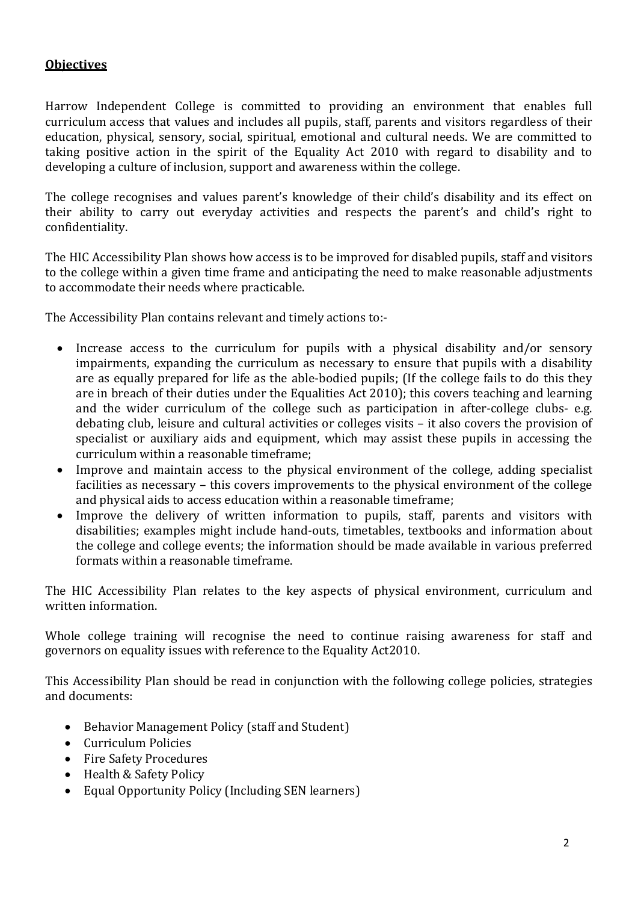## **Objectives**

Harrow Independent College is committed to providing an environment that enables full curriculum access that values and includes all pupils, staff, parents and visitors regardless of their education, physical, sensory, social, spiritual, emotional and cultural needs. We are committed to taking positive action in the spirit of the Equality Act 2010 with regard to disability and to developing a culture of inclusion, support and awareness within the college.

The college recognises and values parent's knowledge of their child's disability and its effect on their ability to carry out everyday activities and respects the parent's and child's right to confidentiality.

The HIC Accessibility Plan shows how access is to be improved for disabled pupils, staff and visitors to the college within a given time frame and anticipating the need to make reasonable adjustments to accommodate their needs where practicable.

The Accessibility Plan contains relevant and timely actions to:-

- Increase access to the curriculum for pupils with a physical disability and/or sensory impairments, expanding the curriculum as necessary to ensure that pupils with a disability are as equally prepared for life as the able-bodied pupils; (If the college fails to do this they are in breach of their duties under the Equalities Act 2010); this covers teaching and learning and the wider curriculum of the college such as participation in after-college clubs- e.g. debating club, leisure and cultural activities or colleges visits – it also covers the provision of specialist or auxiliary aids and equipment, which may assist these pupils in accessing the curriculum within a reasonable timeframe;
- Improve and maintain access to the physical environment of the college, adding specialist facilities as necessary – this covers improvements to the physical environment of the college and physical aids to access education within a reasonable timeframe;
- Improve the delivery of written information to pupils, staff, parents and visitors with disabilities; examples might include hand-outs, timetables, textbooks and information about the college and college events; the information should be made available in various preferred formats within a reasonable timeframe.

The HIC Accessibility Plan relates to the key aspects of physical environment, curriculum and written information.

Whole college training will recognise the need to continue raising awareness for staff and governors on equality issues with reference to the Equality Act2010.

This Accessibility Plan should be read in conjunction with the following college policies, strategies and documents:

- Behavior Management Policy (staff and Student)
- Curriculum Policies
- Fire Safety Procedures
- Health & Safety Policy
- Equal Opportunity Policy (Including SEN learners)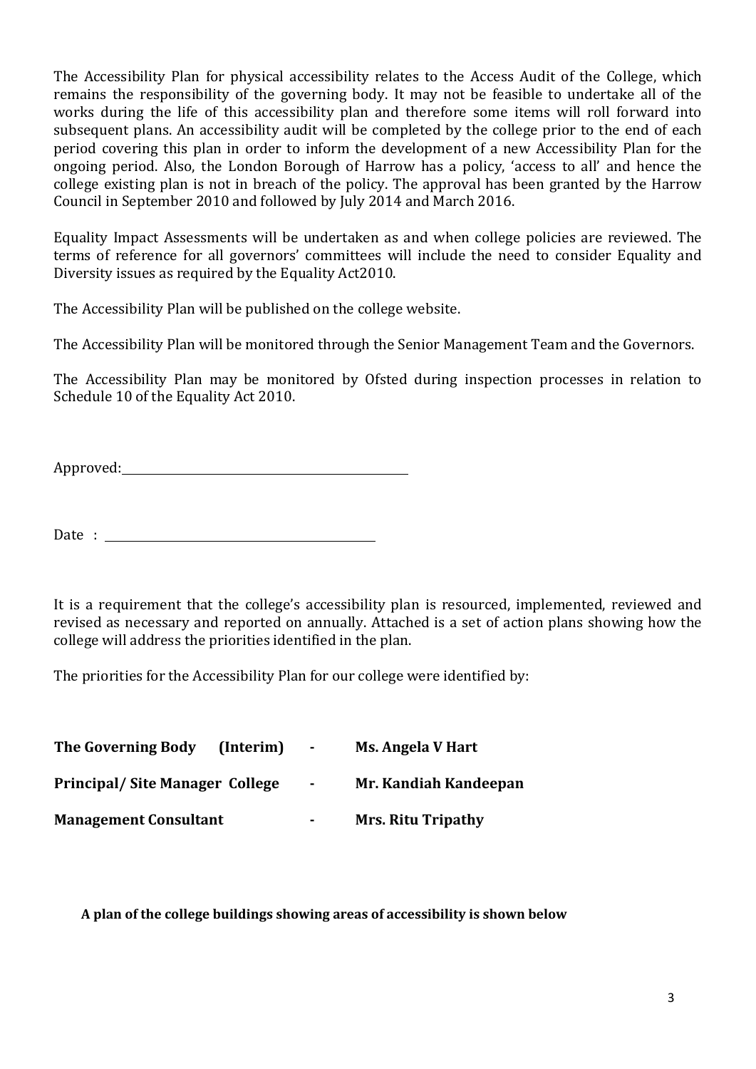The Accessibility Plan for physical accessibility relates to the Access Audit of the College, which remains the responsibility of the governing body. It may not be feasible to undertake all of the works during the life of this accessibility plan and therefore some items will roll forward into subsequent plans. An accessibility audit will be completed by the college prior to the end of each period covering this plan in order to inform the development of a new Accessibility Plan for the ongoing period. Also, the London Borough of Harrow has a policy, 'access to all' and hence the college existing plan is not in breach of the policy. The approval has been granted by the Harrow Council in September 2010 and followed by July 2014 and March 2016.

Equality Impact Assessments will be undertaken as and when college policies are reviewed. The terms of reference for all governors' committees will include the need to consider Equality and Diversity issues as required by the Equality Act2010.

The Accessibility Plan will be published on the college website.

The Accessibility Plan will be monitored through the Senior Management Team and the Governors.

The Accessibility Plan may be monitored by Ofsted during inspection processes in relation to Schedule 10 of the Equality Act 2010.

Approved: ______________________________

Date : ______________________________

It is a requirement that the college's accessibility plan is resourced, implemented, reviewed and revised as necessary and reported on annually. Attached is a set of action plans showing how the college will address the priorities identified in the plan.

The priorities for the Accessibility Plan for our college were identified by:

**The Governing Body (Interim)** - **Ms. Angela V Hart**

**Principal/ Site Manager College** - **Mr. Kandiah Kandeepan**

**Management Consultant** - **Mrs. Ritu Tripathy**

**A plan of the college buildings showing areas of accessibility is shown below**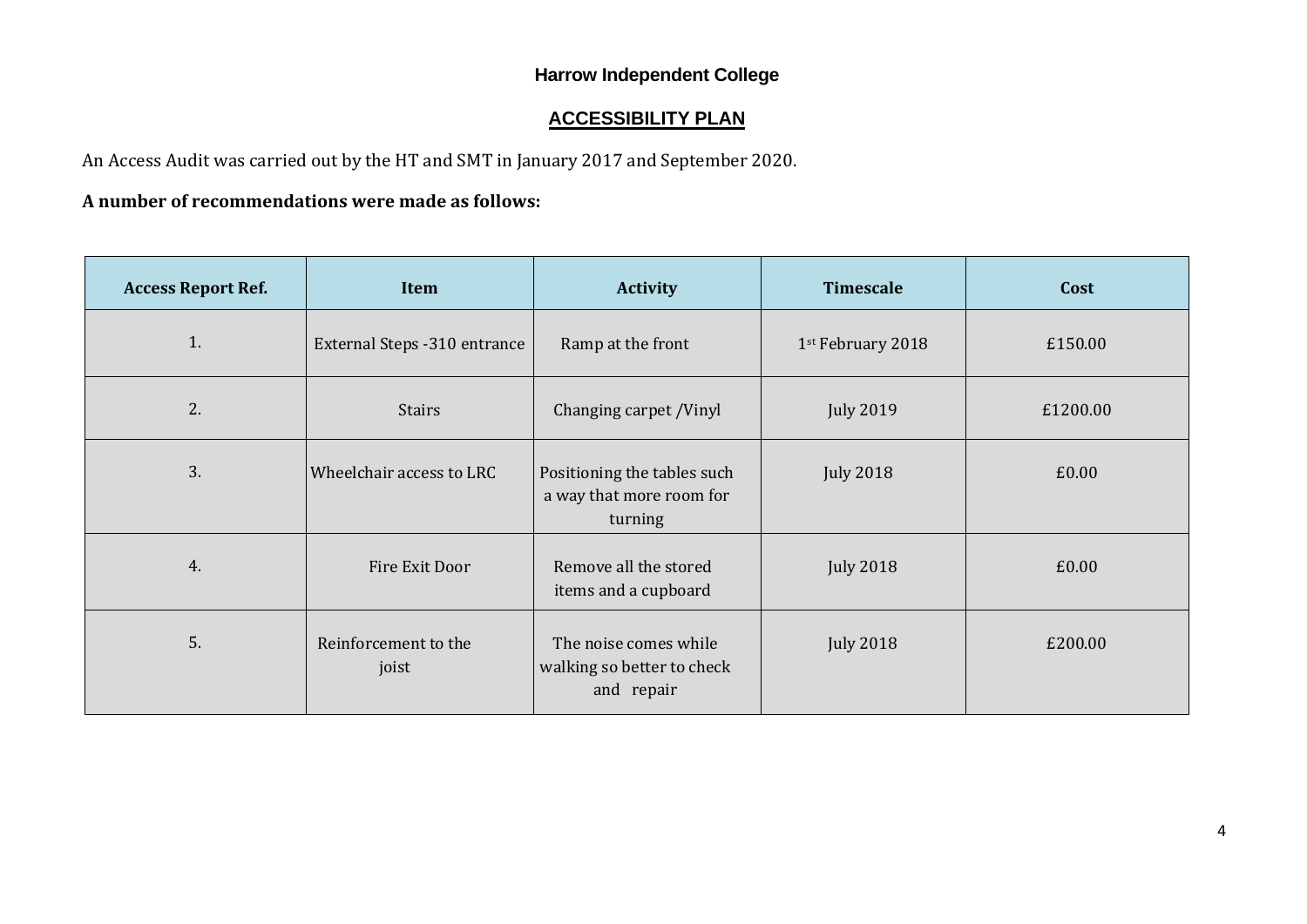# Harrow Independent College

## ACCESSIBILITY PLAN

An Access Audit was carried out by the HT and SMT in January 2017 and September 2020.

**A number of recommendations were made as follows:**

| Access Report Ref. | Item | Activity | Timescale | Cost |
|---|---|---|---|---|
| 1. | External Steps -310 entrance | Ramp at the front | 1st February 2018 | £150.00 |
| 2. | Stairs | Changing carpet /Vinyl | July 2019 | £1200.00 |
| 3. | Wheelchair access to LRC | Positioning the tables such a way that more room for turning | July 2018 | £0.00 |
| 4. | Fire Exit Door | Remove all the stored items and a cupboard | July 2018 | £0.00 |
| 5. | Reinforcement to the joist | The noise comes while walking so better to check and repair | July 2018 | £200.00 |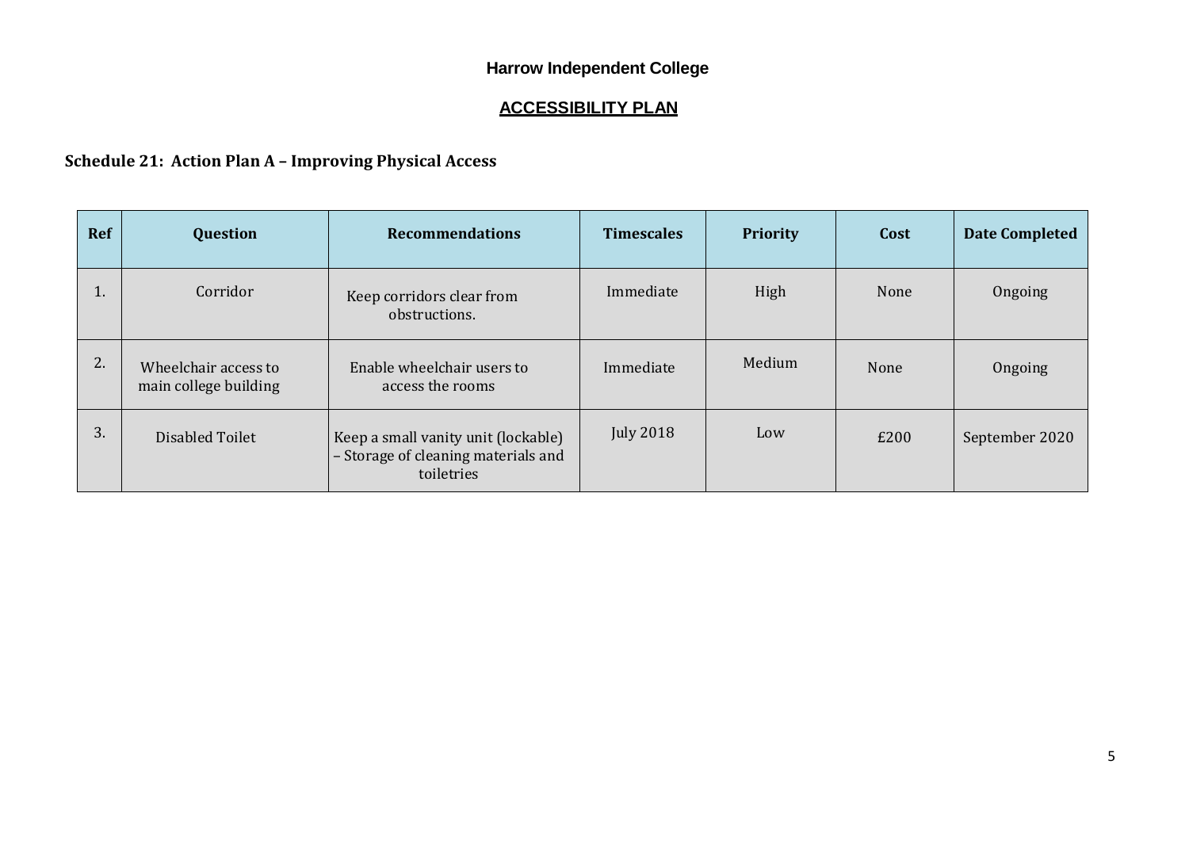**Harrow Independent College**

## ACCESSIBILITY PLAN

### Schedule 21: Action Plan A – Improving Physical Access

| Ref | Question | Recommendations | Timescales | Priority | Cost | Date Completed |
|---|---|---|---|---|---|---|
| 1. | Corridor | Keep corridors clear from obstructions. | Immediate | High | None | Ongoing |
| 2. | Wheelchair access to main college building | Enable wheelchair users to access the rooms | Immediate | Medium | None | Ongoing |
| 3. | Disabled Toilet | Keep a small vanity unit (lockable) – Storage of cleaning materials and toiletries | July 2018 | Low | £200 | September 2020 |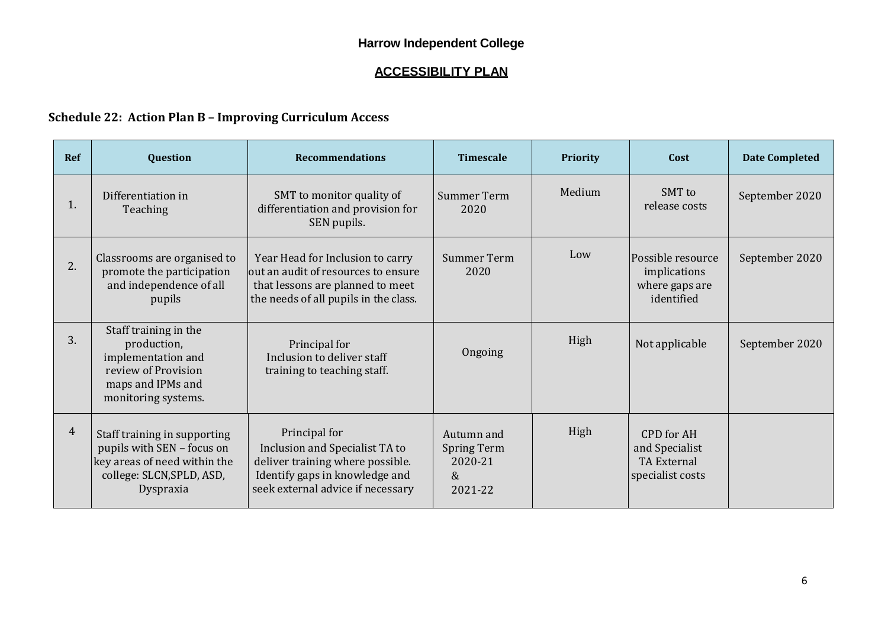**Harrow Independent College**

**ACCESSIBILITY PLAN**

## Schedule 22: Action Plan B – Improving Curriculum Access

| Ref | Question | Recommendations | Timescale | Priority | Cost | Date Completed |
|---|---|---|---|---|---|---|
| 1. | Differentiation in Teaching | SMT to monitor quality of differentiation and provision for SEN pupils. | Summer Term 2020 | Medium | SMT to release costs | September 2020 |
| 2. | Classrooms are organised to promote the participation and independence of all pupils | Year Head for Inclusion to carry out an audit of resources to ensure that lessons are planned to meet the needs of all pupils in the class. | Summer Term 2020 | Low | Possible resource implications where gaps are identified | September 2020 |
| 3. | Staff training in the production, implementation and review of Provision maps and IPMs and monitoring systems. | Principal for Inclusion to deliver staff training to teaching staff. | Ongoing | High | Not applicable | September 2020 |
| 4 | Staff training in supporting pupils with SEN – focus on key areas of need within the college: SLCN,SPLD, ASD, Dyspraxia | Principal for Inclusion and Specialist TA to deliver training where possible. Identify gaps in knowledge and seek external advice if necessary | Autumn and Spring Term 2020-21 & 2021-22 | High | CPD for AH and Specialist TA External specialist costs | |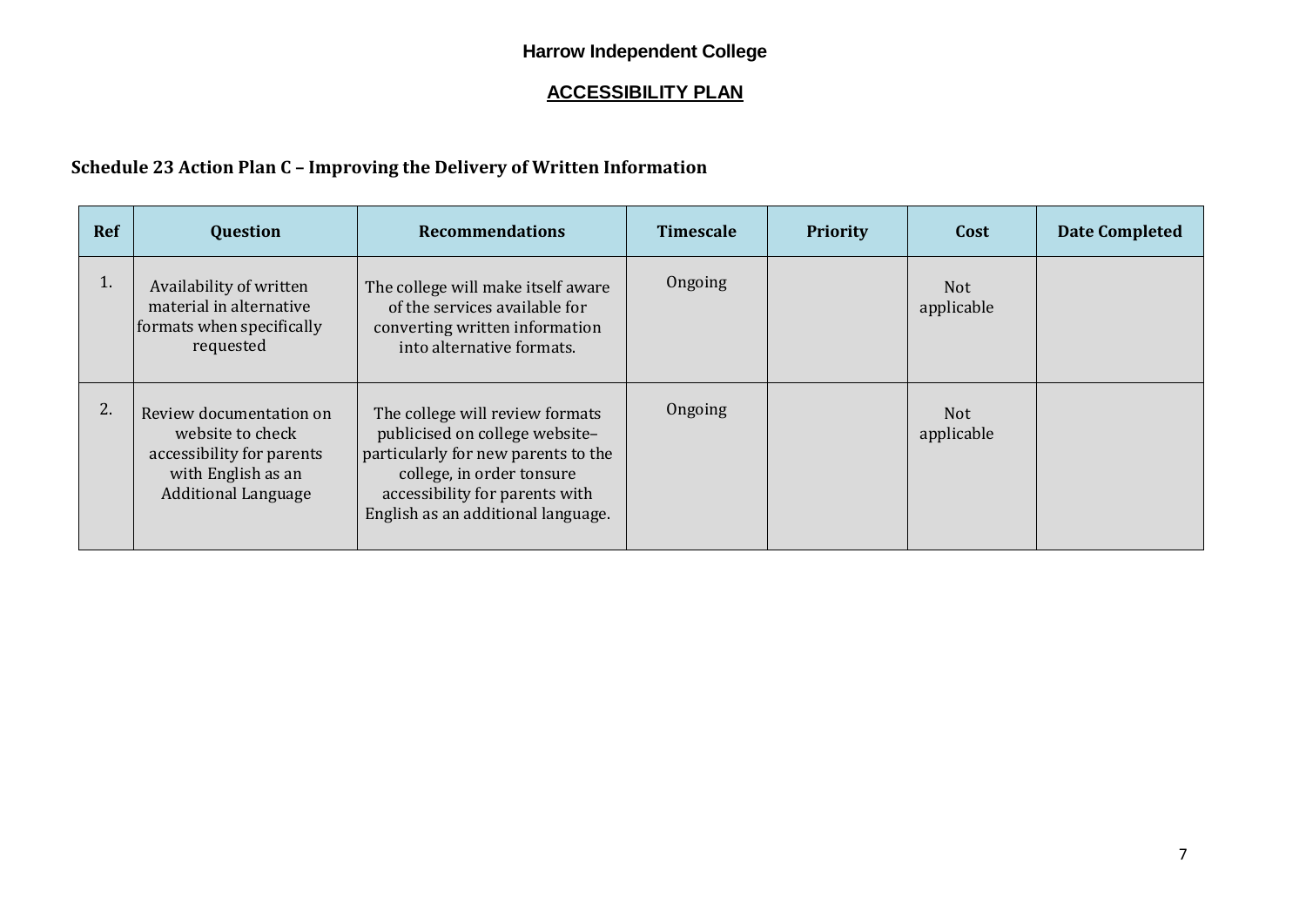**Harrow Independent College**

**ACCESSIBILITY PLAN**

### Schedule 23 Action Plan C – Improving the Delivery of Written Information

| Ref | Question | Recommendations | Timescale | Priority | Cost | Date Completed |
|---|---|---|---|---|---|---|
| 1. | Availability of written material in alternative formats when specifically requested | The college will make itself aware of the services available for converting written information into alternative formats. | Ongoing | | Not applicable | |
| 2. | Review documentation on website to check accessibility for parents with English as an Additional Language | The college will review formats publicised on college website– particularly for new parents to the college, in order tonsure accessibility for parents with English as an additional language. | Ongoing | | Not applicable | |